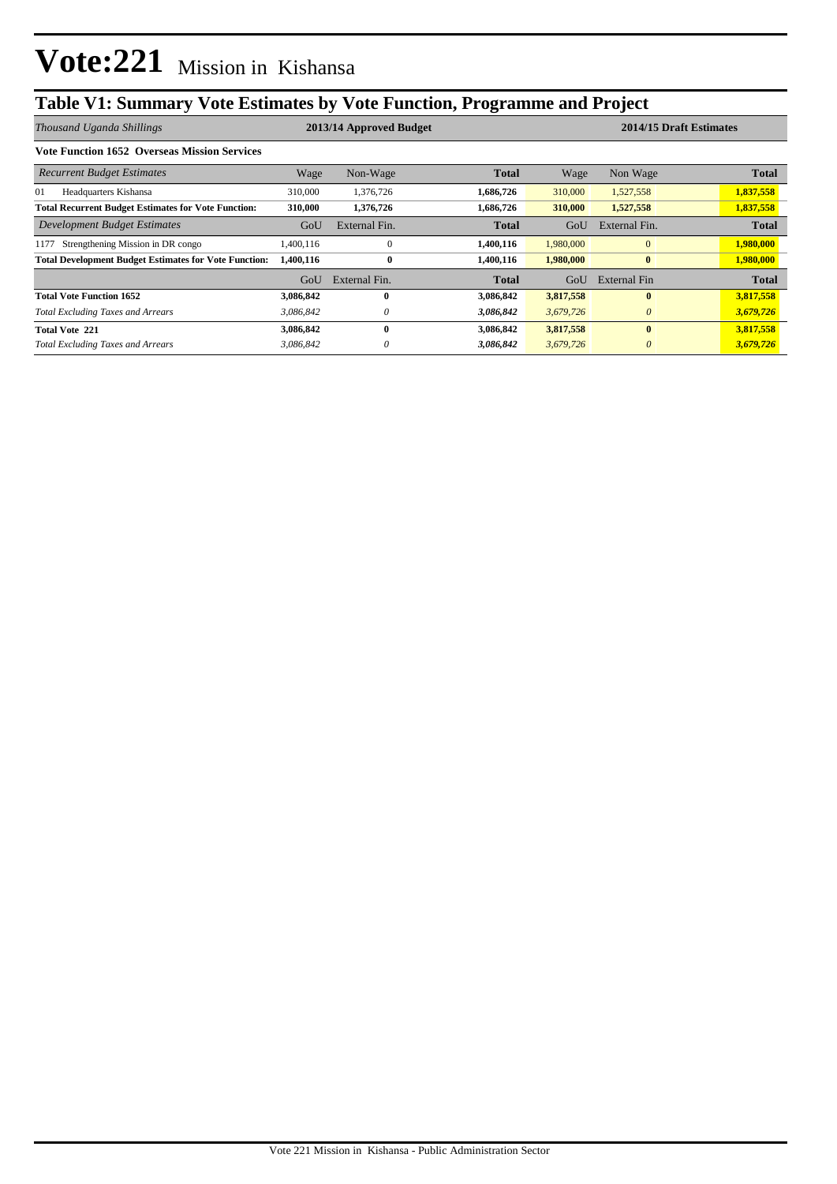# Vote:221 Mission in Kishansa

## Table V1: Summary Vote Estimates by Vote Function, Programme and Project

| *Thousand Uganda Shillings* | 2013/14 Approved Budget | | | 2014/15 Draft Estimates | | |
|---|---|---|---|---|---|---|
| **Vote Function 1652 Overseas Mission Services** | | | | | | |
| *Recurrent Budget Estimates* | Wage | Non-Wage | **Total** | Wage | Non Wage | **Total** |
| 01 Headquarters Kishansa | 310,000 | 1,376,726 | **1,686,726** | 310,000 | 1,527,558 | **1,837,558** |
| **Total Recurrent Budget Estimates for Vote Function:** | **310,000** | **1,376,726** | **1,686,726** | **310,000** | **1,527,558** | **1,837,558** |
| *Development Budget Estimates* | GoU | External Fin. | **Total** | GoU | External Fin. | **Total** |
| 1177 Strengthening Mission in DR congo | 1,400,116 | 0 | **1,400,116** | 1,980,000 | 0 | **1,980,000** |
| **Total Development Budget Estimates for Vote Function:** | **1,400,116** | **0** | **1,400,116** | **1,980,000** | **0** | **1,980,000** |
| | GoU | External Fin. | **Total** | GoU | External Fin | **Total** |
| **Total Vote Function 1652** | **3,086,842** | **0** | **3,086,842** | **3,817,558** | **0** | **3,817,558** |
| *Total Excluding Taxes and Arrears* | *3,086,842* | *0* | ***3,086,842*** | *3,679,726* | *0* | ***3,679,726*** |
| **Total Vote 221** | **3,086,842** | **0** | **3,086,842** | **3,817,558** | **0** | **3,817,558** |
| *Total Excluding Taxes and Arrears* | *3,086,842* | *0* | ***3,086,842*** | *3,679,726* | *0* | ***3,679,726*** |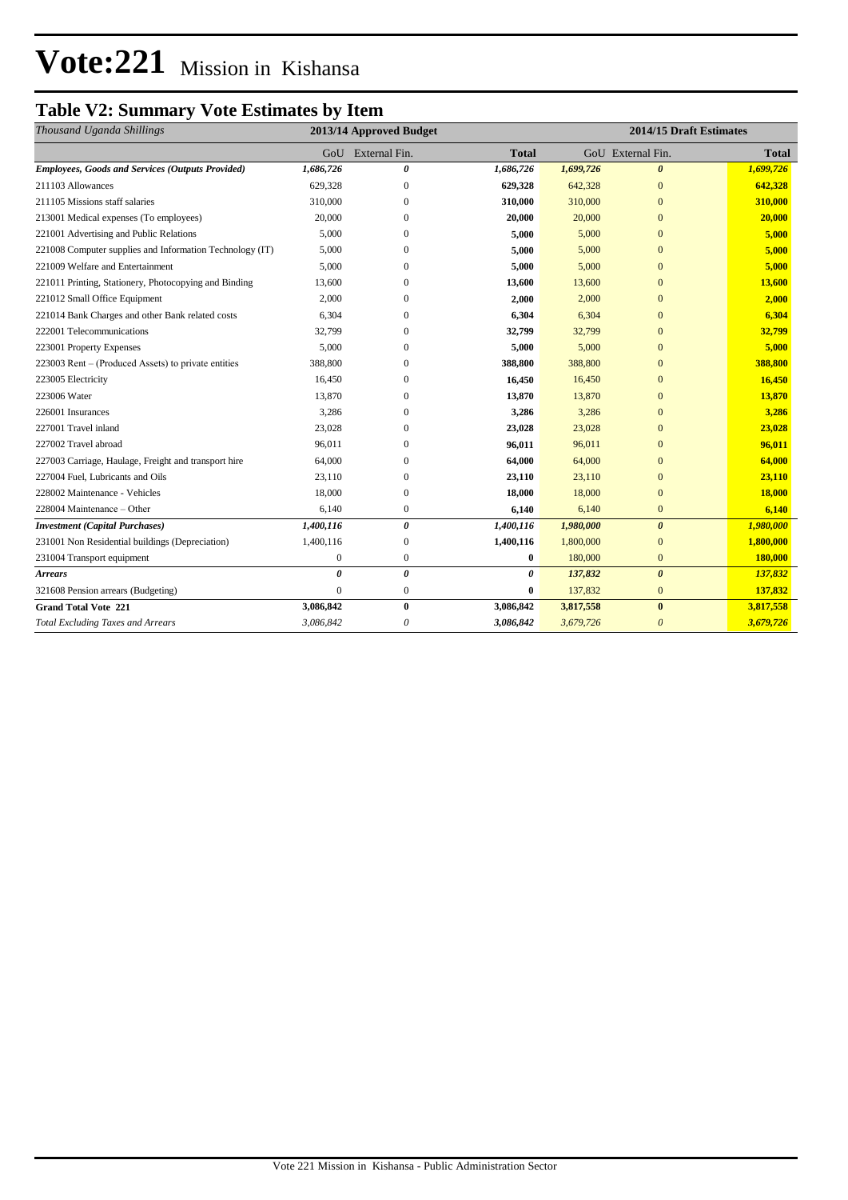# Vote:221 Mission in Kishansa

## Table V2: Summary Vote Estimates by Item

| *Thousand Uganda Shillings* | 2013/14 Approved Budget | | | 2014/15 Draft Estimates | | |
|---|---|---|---|---|---|---|
| | GoU | External Fin. | **Total** | GoU | External Fin. | **Total** |
| ***Employees, Goods and Services (Outputs Provided)*** | ***1,686,726*** | ***0*** | ***1,686,726*** | ***1,699,726*** | ***0*** | ***1,699,726*** |
| 211103 Allowances | 629,328 | 0 | **629,328** | 642,328 | 0 | **642,328** |
| 211105 Missions staff salaries | 310,000 | 0 | **310,000** | 310,000 | 0 | **310,000** |
| 213001 Medical expenses (To employees) | 20,000 | 0 | **20,000** | 20,000 | 0 | **20,000** |
| 221001 Advertising and Public Relations | 5,000 | 0 | **5,000** | 5,000 | 0 | **5,000** |
| 221008 Computer supplies and Information Technology (IT) | 5,000 | 0 | **5,000** | 5,000 | 0 | **5,000** |
| 221009 Welfare and Entertainment | 5,000 | 0 | **5,000** | 5,000 | 0 | **5,000** |
| 221011 Printing, Stationery, Photocopying and Binding | 13,600 | 0 | **13,600** | 13,600 | 0 | **13,600** |
| 221012 Small Office Equipment | 2,000 | 0 | **2,000** | 2,000 | 0 | **2,000** |
| 221014 Bank Charges and other Bank related costs | 6,304 | 0 | **6,304** | 6,304 | 0 | **6,304** |
| 222001 Telecommunications | 32,799 | 0 | **32,799** | 32,799 | 0 | **32,799** |
| 223001 Property Expenses | 5,000 | 0 | **5,000** | 5,000 | 0 | **5,000** |
| 223003 Rent – (Produced Assets) to private entities | 388,800 | 0 | **388,800** | 388,800 | 0 | **388,800** |
| 223005 Electricity | 16,450 | 0 | **16,450** | 16,450 | 0 | **16,450** |
| 223006 Water | 13,870 | 0 | **13,870** | 13,870 | 0 | **13,870** |
| 226001 Insurances | 3,286 | 0 | **3,286** | 3,286 | 0 | **3,286** |
| 227001 Travel inland | 23,028 | 0 | **23,028** | 23,028 | 0 | **23,028** |
| 227002 Travel abroad | 96,011 | 0 | **96,011** | 96,011 | 0 | **96,011** |
| 227003 Carriage, Haulage, Freight and transport hire | 64,000 | 0 | **64,000** | 64,000 | 0 | **64,000** |
| 227004 Fuel, Lubricants and Oils | 23,110 | 0 | **23,110** | 23,110 | 0 | **23,110** |
| 228002 Maintenance - Vehicles | 18,000 | 0 | **18,000** | 18,000 | 0 | **18,000** |
| 228004 Maintenance – Other | 6,140 | 0 | **6,140** | 6,140 | 0 | **6,140** |
| ***Investment (Capital Purchases)*** | ***1,400,116*** | ***0*** | ***1,400,116*** | ***1,980,000*** | ***0*** | ***1,980,000*** |
| 231001 Non Residential buildings (Depreciation) | 1,400,116 | 0 | **1,400,116** | 1,800,000 | 0 | **1,800,000** |
| 231004 Transport equipment | 0 | 0 | **0** | 180,000 | 0 | **180,000** |
| ***Arrears*** | ***0*** | ***0*** | ***0*** | ***137,832*** | ***0*** | ***137,832*** |
| 321608 Pension arrears (Budgeting) | 0 | 0 | **0** | 137,832 | 0 | **137,832** |
| **Grand Total Vote 221** | **3,086,842** | **0** | **3,086,842** | **3,817,558** | **0** | **3,817,558** |
| *Total Excluding Taxes and Arrears* | *3,086,842* | *0* | *3,086,842* | *3,679,726* | *0* | *3,679,726* |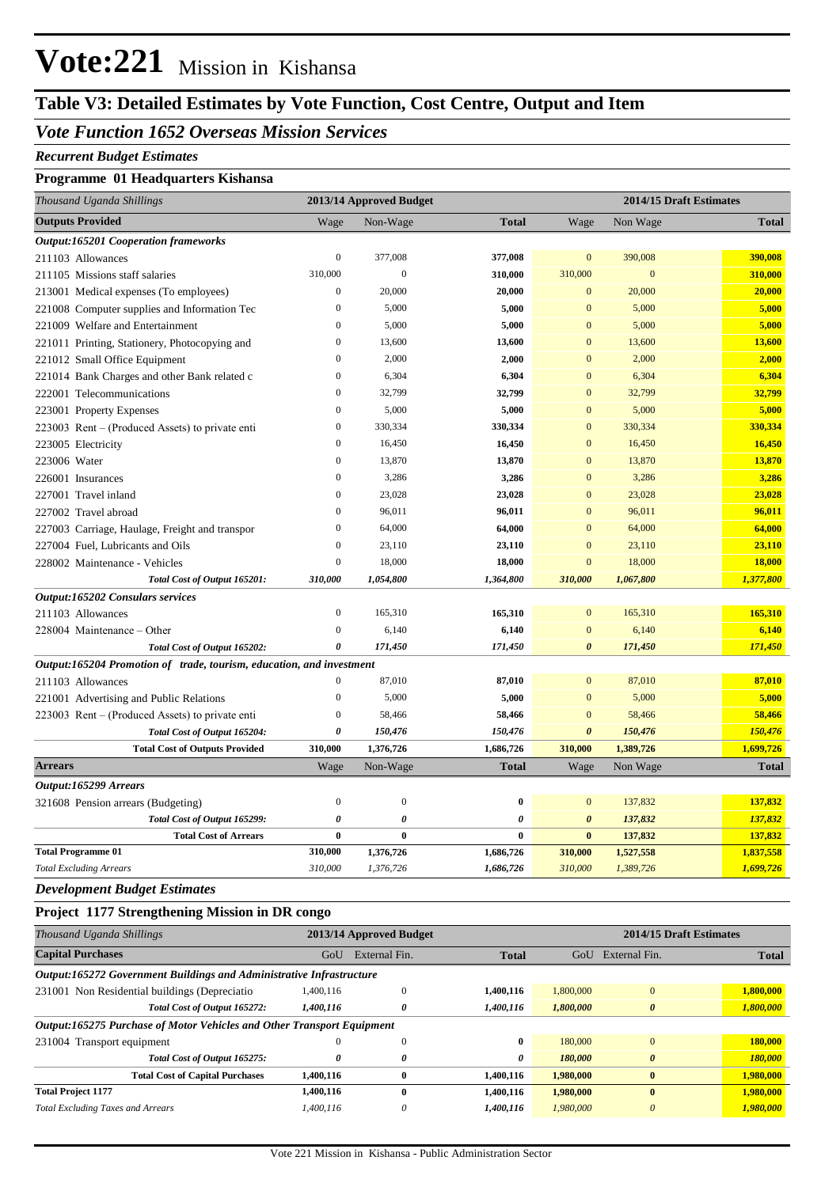# Vote:221 Mission in Kishansa

## Table V3: Detailed Estimates by Vote Function, Cost Centre, Output and Item

### *Vote Function 1652 Overseas Mission Services*

***Recurrent Budget Estimates***

**Programme 01 Headquarters Kishansa**

| *Thousand Uganda Shillings* | 2013/14 Approved Budget | | | 2014/15 Draft Estimates | | |
|---|---|---|---|---|---|---|
| **Outputs Provided** | Wage | Non-Wage | **Total** | Wage | Non Wage | **Total** |
| ***Output:165201 Cooperation frameworks*** | | | | | | |
| 211103 Allowances | 0 | 377,008 | **377,008** | 0 | 390,008 | **390,008** |
| 211105 Missions staff salaries | 310,000 | 0 | **310,000** | 310,000 | 0 | **310,000** |
| 213001 Medical expenses (To employees) | 0 | 20,000 | **20,000** | 0 | 20,000 | **20,000** |
| 221008 Computer supplies and Information Tec | 0 | 5,000 | **5,000** | 0 | 5,000 | **5,000** |
| 221009 Welfare and Entertainment | 0 | 5,000 | **5,000** | 0 | 5,000 | **5,000** |
| 221011 Printing, Stationery, Photocopying and | 0 | 13,600 | **13,600** | 0 | 13,600 | **13,600** |
| 221012 Small Office Equipment | 0 | 2,000 | **2,000** | 0 | 2,000 | **2,000** |
| 221014 Bank Charges and other Bank related c | 0 | 6,304 | **6,304** | 0 | 6,304 | **6,304** |
| 222001 Telecommunications | 0 | 32,799 | **32,799** | 0 | 32,799 | **32,799** |
| 223001 Property Expenses | 0 | 5,000 | **5,000** | 0 | 5,000 | **5,000** |
| 223003 Rent – (Produced Assets) to private enti | 0 | 330,334 | **330,334** | 0 | 330,334 | **330,334** |
| 223005 Electricity | 0 | 16,450 | **16,450** | 0 | 16,450 | **16,450** |
| 223006 Water | 0 | 13,870 | **13,870** | 0 | 13,870 | **13,870** |
| 226001 Insurances | 0 | 3,286 | **3,286** | 0 | 3,286 | **3,286** |
| 227001 Travel inland | 0 | 23,028 | **23,028** | 0 | 23,028 | **23,028** |
| 227002 Travel abroad | 0 | 96,011 | **96,011** | 0 | 96,011 | **96,011** |
| 227003 Carriage, Haulage, Freight and transpor | 0 | 64,000 | **64,000** | 0 | 64,000 | **64,000** |
| 227004 Fuel, Lubricants and Oils | 0 | 23,110 | **23,110** | 0 | 23,110 | **23,110** |
| 228002 Maintenance - Vehicles | 0 | 18,000 | **18,000** | 0 | 18,000 | **18,000** |
| ***Total Cost of Output 165201:*** | ***310,000*** | ***1,054,800*** | ***1,364,800*** | ***310,000*** | ***1,067,800*** | ***1,377,800*** |
| ***Output:165202 Consulars services*** | | | | | | |
| 211103 Allowances | 0 | 165,310 | **165,310** | 0 | 165,310 | **165,310** |
| 228004 Maintenance – Other | 0 | 6,140 | **6,140** | 0 | 6,140 | **6,140** |
| ***Total Cost of Output 165202:*** | ***0*** | ***171,450*** | ***171,450*** | ***0*** | ***171,450*** | ***171,450*** |
| ***Output:165204 Promotion of trade, tourism, education, and investment*** | | | | | | |
| 211103 Allowances | 0 | 87,010 | **87,010** | 0 | 87,010 | **87,010** |
| 221001 Advertising and Public Relations | 0 | 5,000 | **5,000** | 0 | 5,000 | **5,000** |
| 223003 Rent – (Produced Assets) to private enti | 0 | 58,466 | **58,466** | 0 | 58,466 | **58,466** |
| ***Total Cost of Output 165204:*** | ***0*** | ***150,476*** | ***150,476*** | ***0*** | ***150,476*** | ***150,476*** |
| **Total Cost of Outputs Provided** | **310,000** | **1,376,726** | **1,686,726** | **310,000** | **1,389,726** | **1,699,726** |
| **Arrears** | Wage | Non-Wage | **Total** | Wage | Non Wage | **Total** |
| ***Output:165299 Arrears*** | | | | | | |
| 321608 Pension arrears (Budgeting) | 0 | 0 | **0** | 0 | 137,832 | **137,832** |
| ***Total Cost of Output 165299:*** | ***0*** | ***0*** | ***0*** | ***0*** | ***137,832*** | ***137,832*** |
| **Total Cost of Arrears** | **0** | **0** | **0** | **0** | **137,832** | **137,832** |
| **Total Programme 01** | **310,000** | **1,376,726** | **1,686,726** | **310,000** | **1,527,558** | **1,837,558** |
| *Total Excluding Arrears* | *310,000* | *1,376,726* | *1,686,726* | *310,000* | *1,389,726* | *1,699,726* |

***Development Budget Estimates***

**Project 1177 Strengthening Mission in DR congo**

| *Thousand Uganda Shillings* | 2013/14 Approved Budget | | | 2014/15 Draft Estimates | | |
|---|---|---|---|---|---|---|
| **Capital Purchases** | GoU | External Fin. | **Total** | GoU | External Fin. | **Total** |
| ***Output:165272 Government Buildings and Administrative Infrastructure*** | | | | | | |
| 231001 Non Residential buildings (Depreciatio | 1,400,116 | 0 | **1,400,116** | 1,800,000 | 0 | **1,800,000** |
| ***Total Cost of Output 165272:*** | ***1,400,116*** | ***0*** | ***1,400,116*** | ***1,800,000*** | ***0*** | ***1,800,000*** |
| ***Output:165275 Purchase of Motor Vehicles and Other Transport Equipment*** | | | | | | |
| 231004 Transport equipment | 0 | 0 | **0** | 180,000 | 0 | **180,000** |
| ***Total Cost of Output 165275:*** | ***0*** | ***0*** | ***0*** | ***180,000*** | ***0*** | ***180,000*** |
| **Total Cost of Capital Purchases** | **1,400,116** | **0** | **1,400,116** | **1,980,000** | **0** | **1,980,000** |
| **Total Project 1177** | **1,400,116** | **0** | **1,400,116** | **1,980,000** | **0** | **1,980,000** |
| *Total Excluding Taxes and Arrears* | *1,400,116* | *0* | ***1,400,116*** | *1,980,000* | *0* | ***1,980,000*** |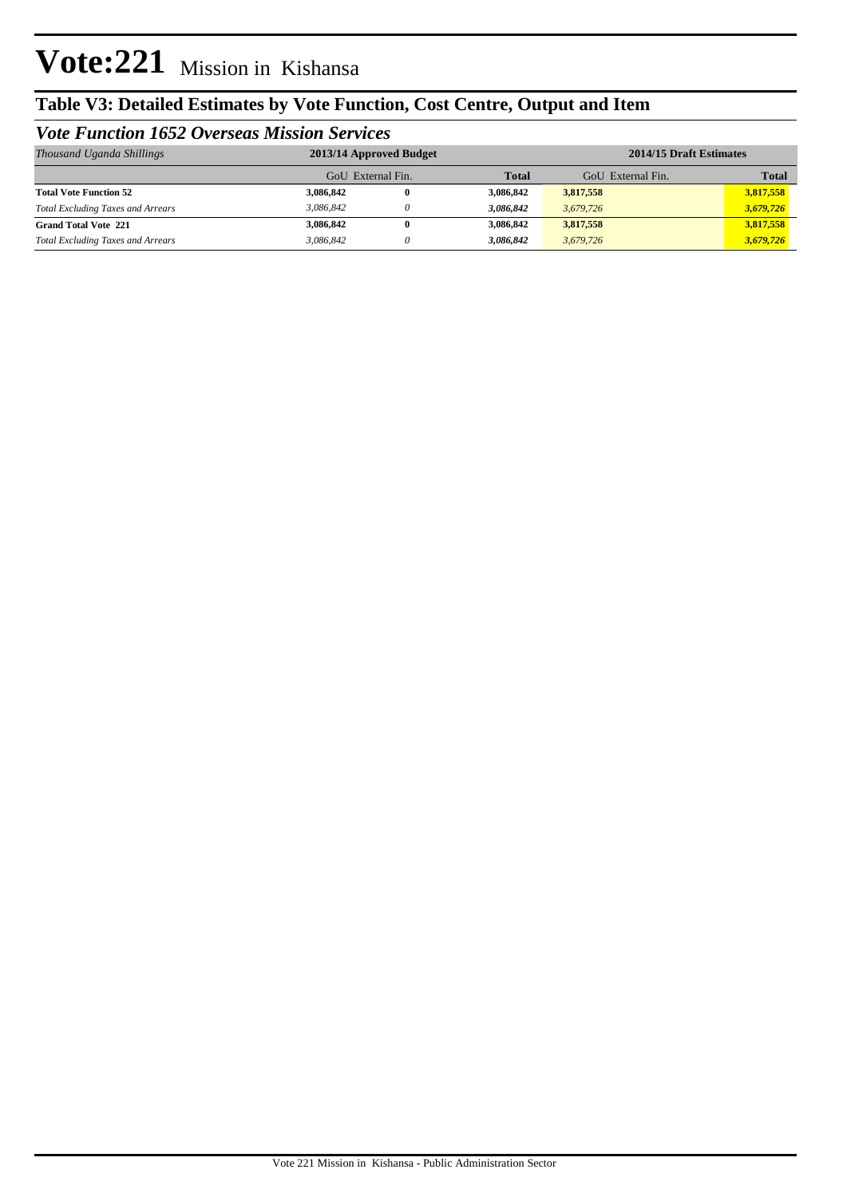# Vote:221 Mission in Kishansa

## Table V3: Detailed Estimates by Vote Function, Cost Centre, Output and Item

### *Vote Function 1652 Overseas Mission Services*

| *Thousand Uganda Shillings* | 2013/14 Approved Budget | | | 2014/15 Draft Estimates | | |
|---|---|---|---|---|---|---|
| | GoU | External Fin. | **Total** | GoU | External Fin. | **Total** |
| **Total Vote Function 52** | **3,086,842** | **0** | **3,086,842** | **3,817,558** | | **3,817,558** |
| *Total Excluding Taxes and Arrears* | *3,086,842* | *0* | ***3,086,842*** | *3,679,726* | | ***3,679,726*** |
| **Grand Total Vote 221** | **3,086,842** | **0** | **3,086,842** | **3,817,558** | | **3,817,558** |
| *Total Excluding Taxes and Arrears* | *3,086,842* | *0* | ***3,086,842*** | *3,679,726* | | ***3,679,726*** |